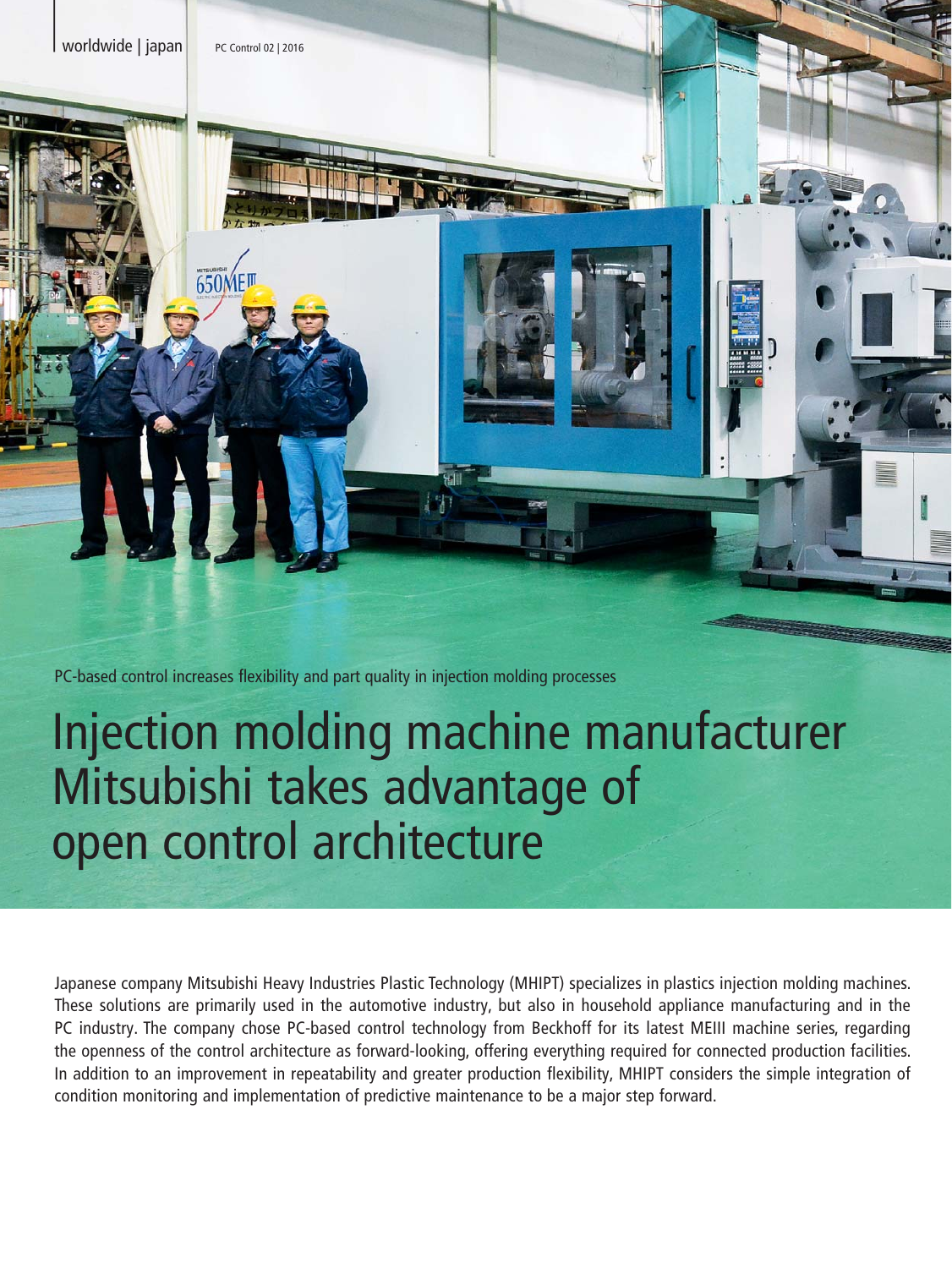PC-based control increases flexibility and part quality in injection molding processes

# Injection molding machine manufacturer Mitsubishi takes advantage of open control architecture

Japanese company Mitsubishi Heavy Industries Plastic Technology (MHIPT) specializes in plastics injection molding machines. These solutions are primarily used in the automotive industry, but also in household appliance manufacturing and in the PC industry. The company chose PC-based control technology from Beckhoff for its latest MEIII machine series, regarding the openness of the control architecture as forward-looking, offering everything required for connected production facilities. In addition to an improvement in repeatability and greater production flexibility, MHIPT considers the simple integration of condition monitoring and implementation of predictive maintenance to be a major step forward.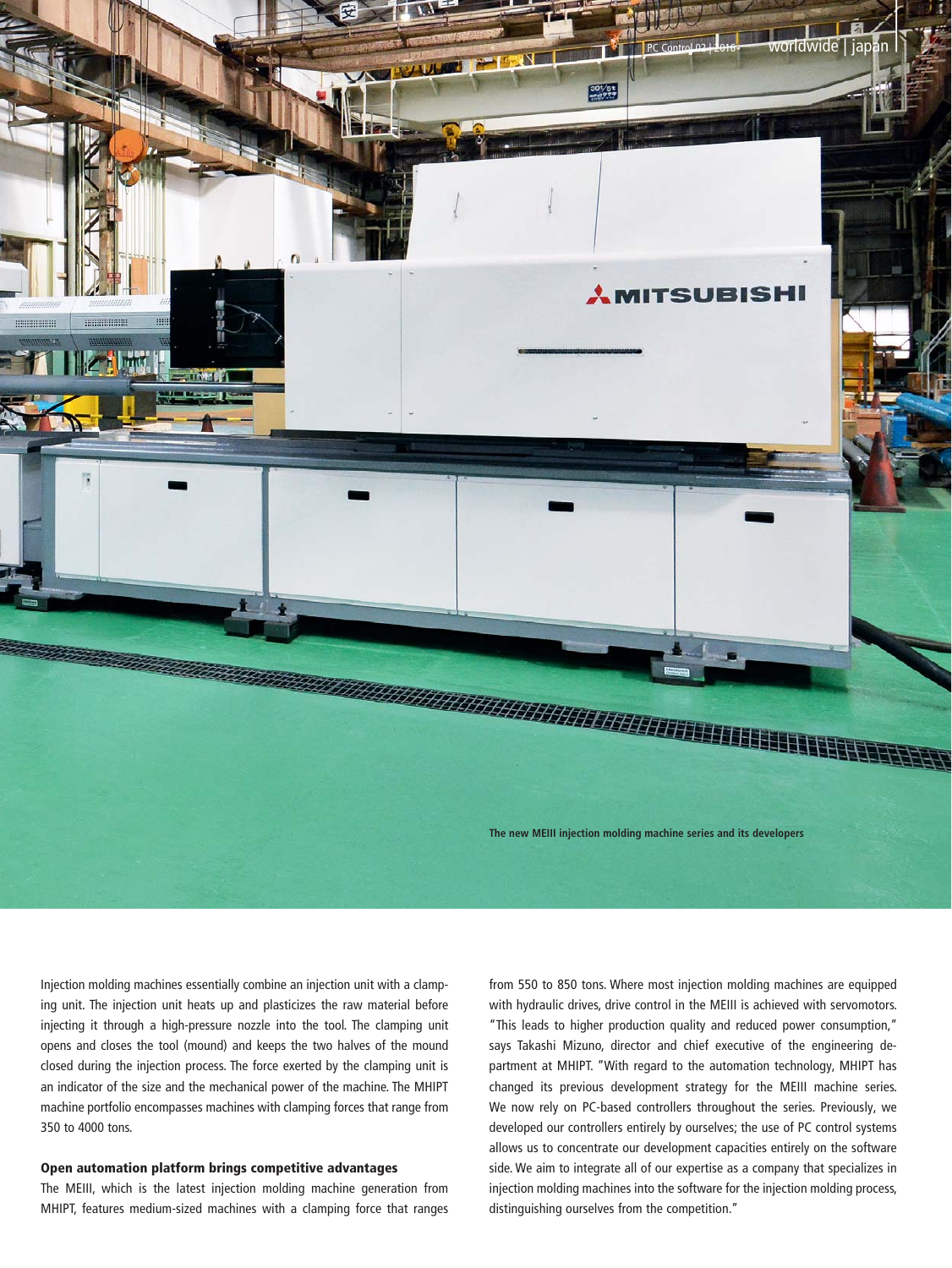The new MEIII injection molding machine series and its developers

Injection molding machines essentially combine an injection unit with a clamping unit. The injection unit heats up and plasticizes the raw material before injecting it through a high-pressure nozzle into the tool. The clamping unit opens and closes the tool (mound) and keeps the two halves of the mound closed during the injection process. The force exerted by the clamping unit is an indicator of the size and the mechanical power of the machine. The MHIPT machine portfolio encompasses machines with clamping forces that range from 350 to 4000 tons.

## Open automation platform brings competitive advantages

The MEIII, which is the latest injection molding machine generation from MHIPT, features medium-sized machines with a clamping force that ranges from 550 to 850 tons. Where most injection molding machines are equipped with hydraulic drives, drive control in the MEIII is achieved with servomotors. "This leads to higher production quality and reduced power consumption," says Takashi Mizuno, director and chief executive of the engineering department at MHIPT. "With regard to the automation technology, MHIPT has changed its previous development strategy for the MEIII machine series. We now rely on PC-based controllers throughout the series. Previously, we developed our controllers entirely by ourselves; the use of PC control systems allows us to concentrate our development capacities entirely on the software side. We aim to integrate all of our expertise as a company that specializes in injection molding machines into the software for the injection molding process, distinguishing ourselves from the competition."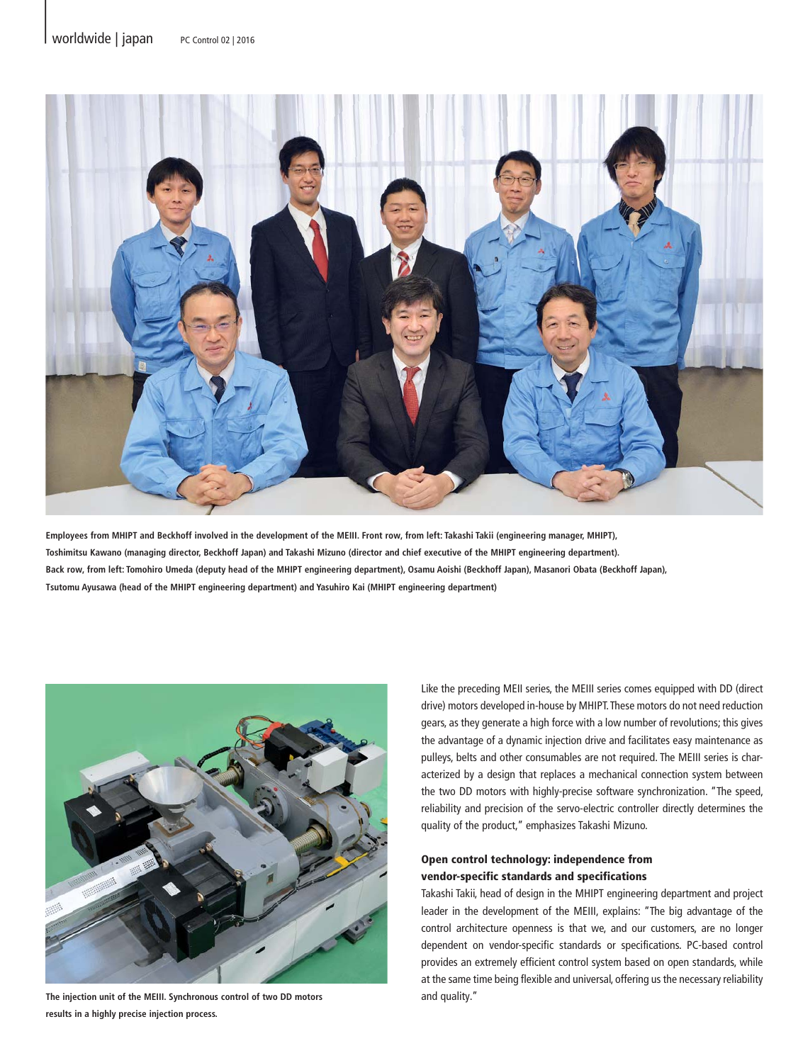Employees from MHIPT and Beckhoff involved in the development of the MEIII. Front row, from left: Takashi Takii (engineering manager, MHIPT), Toshimitsu Kawano (managing director, Beckhoff Japan) and Takashi Mizuno (director and chief executive of the MHIPT engineering department). Back row, from left: Tomohiro Umeda (deputy head of the MHIPT engineering department), Osamu Aoishi (Beckhoff Japan), Masanori Obata (Beckhoff Japan), Tsutomu Ayusawa (head of the MHIPT engineering department) and Yasuhiro Kai (MHIPT engineering department)

The injection unit of the MEIII. Synchronous control of two DD motors results in a highly precise injection process.

Like the preceding MEII series, the MEIII series comes equipped with DD (direct drive) motors developed in-house by MHIPT. These motors do not need reduction gears, as they generate a high force with a low number of revolutions; this gives the advantage of a dynamic injection drive and facilitates easy maintenance as pulleys, belts and other consumables are not required. The MEIII series is characterized by a design that replaces a mechanical connection system between the two DD motors with highly-precise software synchronization. "The speed, reliability and precision of the servo-electric controller directly determines the quality of the product," emphasizes Takashi Mizuno.

## Open control technology: independence from vendor-specific standards and specifications

Takashi Takii, head of design in the MHIPT engineering department and project leader in the development of the MEIII, explains: "The big advantage of the control architecture openness is that we, and our customers, are no longer dependent on vendor-specific standards or specifications. PC-based control provides an extremely efficient control system based on open standards, while at the same time being flexible and universal, offering us the necessary reliability and quality."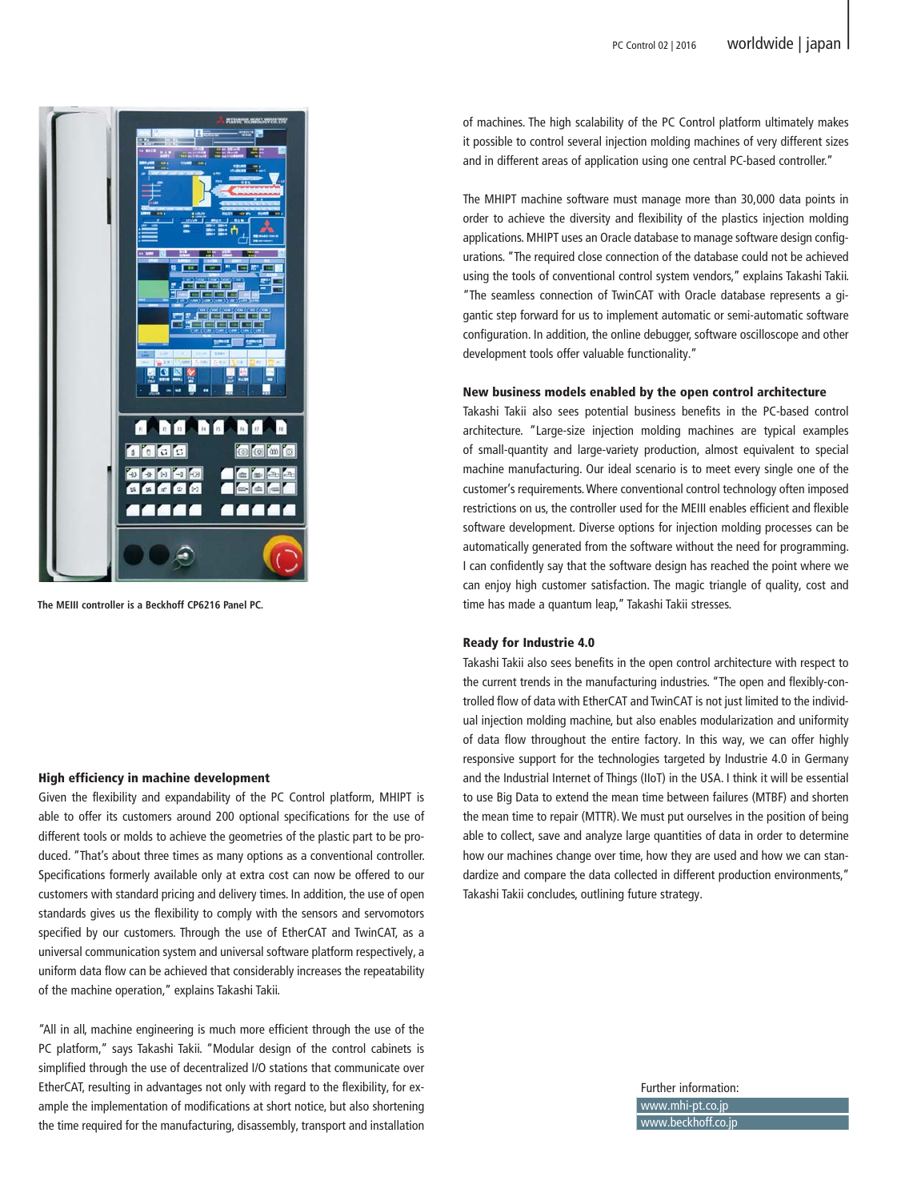The MEIII controller is a Beckhoff CP6216 Panel PC.

### High efficiency in machine development

Given the flexibility and expandability of the PC Control platform, MHIPT is able to offer its customers around 200 optional specifications for the use of different tools or molds to achieve the geometries of the plastic part to be produced. "That's about three times as many options as a conventional controller. Specifications formerly available only at extra cost can now be offered to our customers with standard pricing and delivery times. In addition, the use of open standards gives us the flexibility to comply with the sensors and servomotors specified by our customers. Through the use of EtherCAT and TwinCAT, as a universal communication system and universal software platform respectively, a uniform data flow can be achieved that considerably increases the repeatability of the machine operation," explains Takashi Takii.

"All in all, machine engineering is much more efficient through the use of the PC platform," says Takashi Takii. "Modular design of the control cabinets is simplified through the use of decentralized I/O stations that communicate over EtherCAT, resulting in advantages not only with regard to the flexibility, for example the implementation of modifications at short notice, but also shortening the time required for the manufacturing, disassembly, transport and installation of machines. The high scalability of the PC Control platform ultimately makes it possible to control several injection molding machines of very different sizes and in different areas of application using one central PC-based controller."

The MHIPT machine software must manage more than 30,000 data points in order to achieve the diversity and flexibility of the plastics injection molding applications. MHIPT uses an Oracle database to manage software design configurations. "The required close connection of the database could not be achieved using the tools of conventional control system vendors," explains Takashi Takii. "The seamless connection of TwinCAT with Oracle database represents a gigantic step forward for us to implement automatic or semi-automatic software configuration. In addition, the online debugger, software oscilloscope and other development tools offer valuable functionality."

### New business models enabled by the open control architecture

Takashi Takii also sees potential business benefits in the PC-based control architecture. "Large-size injection molding machines are typical examples of small-quantity and large-variety production, almost equivalent to special machine manufacturing. Our ideal scenario is to meet every single one of the customer's requirements. Where conventional control technology often imposed restrictions on us, the controller used for the MEIII enables efficient and flexible software development. Diverse options for injection molding processes can be automatically generated from the software without the need for programming. I can confidently say that the software design has reached the point where we can enjoy high customer satisfaction. The magic triangle of quality, cost and time has made a quantum leap," Takashi Takii stresses.

### Ready for Industrie 4.0

Takashi Takii also sees benefits in the open control architecture with respect to the current trends in the manufacturing industries. "The open and flexibly-controlled flow of data with EtherCAT and TwinCAT is not just limited to the individual injection molding machine, but also enables modularization and uniformity of data flow throughout the entire factory. In this way, we can offer highly responsive support for the technologies targeted by Industrie 4.0 in Germany and the Industrial Internet of Things (IIoT) in the USA. I think it will be essential to use Big Data to extend the mean time between failures (MTBF) and shorten the mean time to repair (MTTR). We must put ourselves in the position of being able to collect, save and analyze large quantities of data in order to determine how our machines change over time, how they are used and how we can standardize and compare the data collected in different production environments," Takashi Takii concludes, outlining future strategy.

Further information:
www.mhi-pt.co.jp
www.beckhoff.co.jp